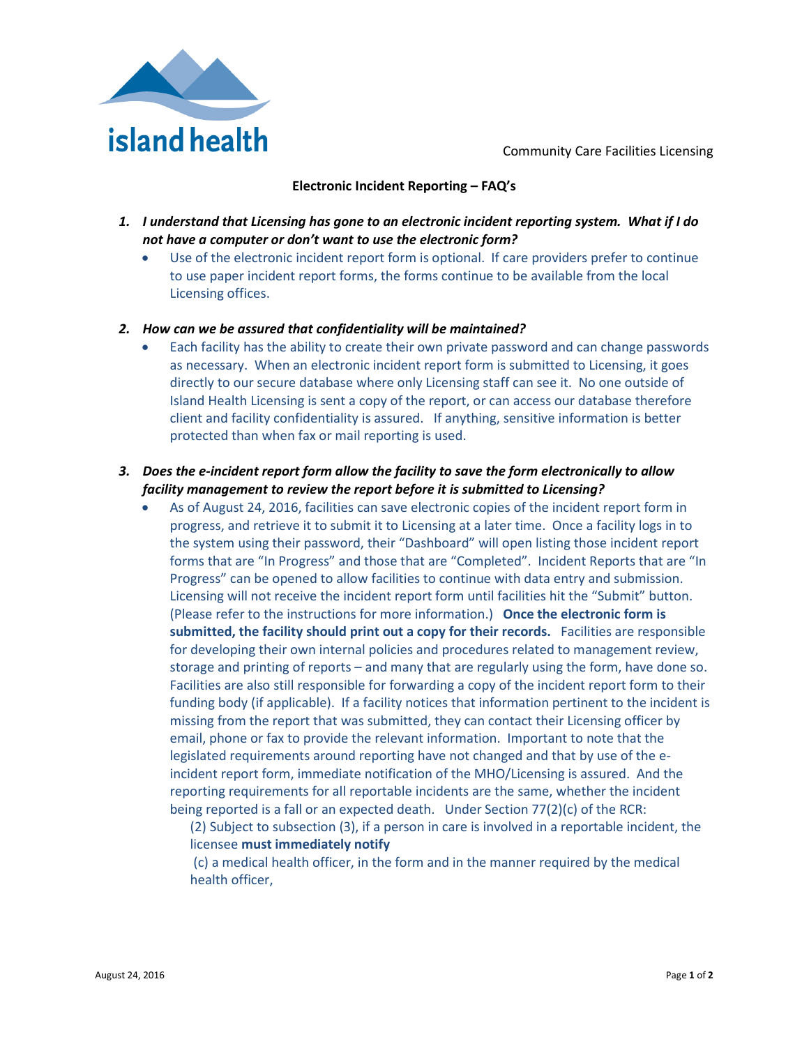island health

Community Care Facilities Licensing

## Electronic Incident Reporting – FAQ's

1. ***I understand that Licensing has gone to an electronic incident reporting system. What if I do not have a computer or don't want to use the electronic form?***
   - Use of the electronic incident report form is optional. If care providers prefer to continue to use paper incident report forms, the forms continue to be available from the local Licensing offices.

2. ***How can we be assured that confidentiality will be maintained?***
   - Each facility has the ability to create their own private password and can change passwords as necessary. When an electronic incident report form is submitted to Licensing, it goes directly to our secure database where only Licensing staff can see it. No one outside of Island Health Licensing is sent a copy of the report, or can access our database therefore client and facility confidentiality is assured. If anything, sensitive information is better protected than when fax or mail reporting is used.

3. ***Does the e-incident report form allow the facility to save the form electronically to allow facility management to review the report before it is submitted to Licensing?***
   - As of August 24, 2016, facilities can save electronic copies of the incident report form in progress, and retrieve it to submit it to Licensing at a later time. Once a facility logs in to the system using their password, their "Dashboard" will open listing those incident report forms that are "In Progress" and those that are "Completed". Incident Reports that are "In Progress" can be opened to allow facilities to continue with data entry and submission. Licensing will not receive the incident report form until facilities hit the "Submit" button. (Please refer to the instructions for more information.) **Once the electronic form is submitted, the facility should print out a copy for their records.** Facilities are responsible for developing their own internal policies and procedures related to management review, storage and printing of reports – and many that are regularly using the form, have done so. Facilities are also still responsible for forwarding a copy of the incident report form to their funding body (if applicable). If a facility notices that information pertinent to the incident is missing from the report that was submitted, they can contact their Licensing officer by email, phone or fax to provide the relevant information. Important to note that the legislated requirements around reporting have not changed and that by use of the e-incident report form, immediate notification of the MHO/Licensing is assured. And the reporting requirements for all reportable incidents are the same, whether the incident being reported is a fall or an expected death. Under Section 77(2)(c) of the RCR:

     (2) Subject to subsection (3), if a person in care is involved in a reportable incident, the licensee **must immediately notify**

     (c) a medical health officer, in the form and in the manner required by the medical health officer,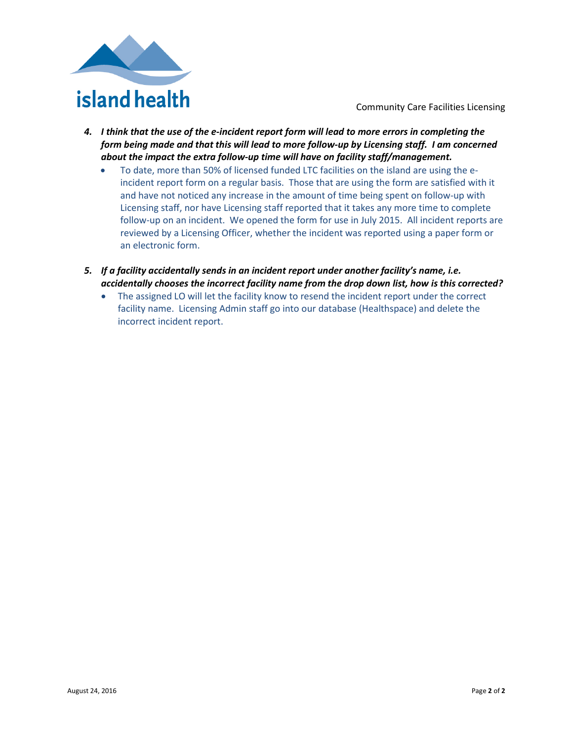4. ***I think that the use of the e-incident report form will lead to more errors in completing the form being made and that this will lead to more follow-up by Licensing staff. I am concerned about the impact the extra follow-up time will have on facility staff/management.***
   - To date, more than 50% of licensed funded LTC facilities on the island are using the e-incident report form on a regular basis. Those that are using the form are satisfied with it and have not noticed any increase in the amount of time being spent on follow-up with Licensing staff, nor have Licensing staff reported that it takes any more time to complete follow-up on an incident. We opened the form for use in July 2015. All incident reports are reviewed by a Licensing Officer, whether the incident was reported using a paper form or an electronic form.

5. ***If a facility accidentally sends in an incident report under another facility's name, i.e. accidentally chooses the incorrect facility name from the drop down list, how is this corrected?***
   - The assigned LO will let the facility know to resend the incident report under the correct facility name. Licensing Admin staff go into our database (Healthspace) and delete the incorrect incident report.